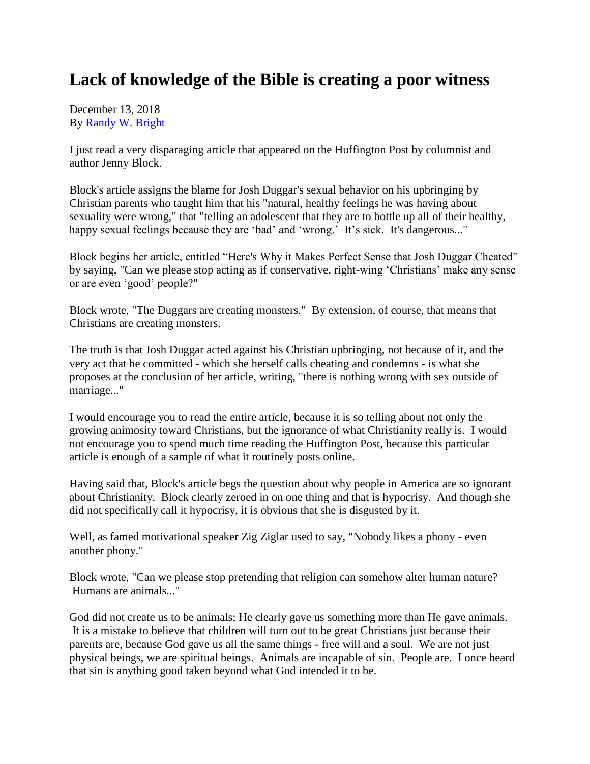# Lack of knowledge of the Bible is creating a poor witness

December 13, 2018
By [Randy W. Bright]

I just read a very disparaging article that appeared on the Huffington Post by columnist and author Jenny Block.

Block's article assigns the blame for Josh Duggar's sexual behavior on his upbringing by Christian parents who taught him that his "natural, healthy feelings he was having about sexuality were wrong," that "telling an adolescent that they are to bottle up all of their healthy, happy sexual feelings because they are 'bad' and 'wrong.' It's sick. It's dangerous..."

Block begins her article, entitled "Here's Why it Makes Perfect Sense that Josh Duggar Cheated" by saying, "Can we please stop acting as if conservative, right-wing 'Christians' make any sense or are even 'good' people?"

Block wrote, "The Duggars are creating monsters." By extension, of course, that means that Christians are creating monsters.

The truth is that Josh Duggar acted against his Christian upbringing, not because of it, and the very act that he committed - which she herself calls cheating and condemns - is what she proposes at the conclusion of her article, writing, "there is nothing wrong with sex outside of marriage..."

I would encourage you to read the entire article, because it is so telling about not only the growing animosity toward Christians, but the ignorance of what Christianity really is. I would not encourage you to spend much time reading the Huffington Post, because this particular article is enough of a sample of what it routinely posts online.

Having said that, Block's article begs the question about why people in America are so ignorant about Christianity. Block clearly zeroed in on one thing and that is hypocrisy. And though she did not specifically call it hypocrisy, it is obvious that she is disgusted by it.

Well, as famed motivational speaker Zig Ziglar used to say, "Nobody likes a phony - even another phony."

Block wrote, "Can we please stop pretending that religion can somehow alter human nature? Humans are animals..."

God did not create us to be animals; He clearly gave us something more than He gave animals. It is a mistake to believe that children will turn out to be great Christians just because their parents are, because God gave us all the same things - free will and a soul. We are not just physical beings, we are spiritual beings. Animals are incapable of sin. People are. I once heard that sin is anything good taken beyond what God intended it to be.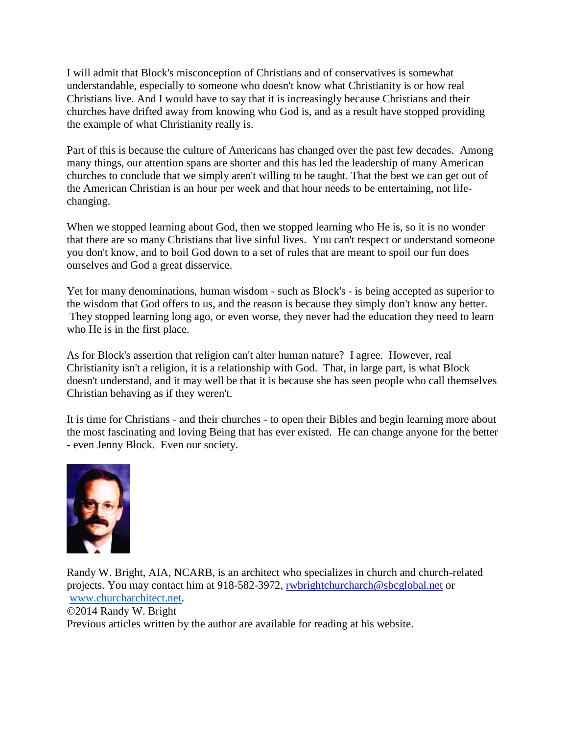I will admit that Block's misconception of Christians and of conservatives is somewhat understandable, especially to someone who doesn't know what Christianity is or how real Christians live. And I would have to say that it is increasingly because Christians and their churches have drifted away from knowing who God is, and as a result have stopped providing the example of what Christianity really is.

Part of this is because the culture of Americans has changed over the past few decades. Among many things, our attention spans are shorter and this has led the leadership of many American churches to conclude that we simply aren't willing to be taught. That the best we can get out of the American Christian is an hour per week and that hour needs to be entertaining, not life-changing.

When we stopped learning about God, then we stopped learning who He is, so it is no wonder that there are so many Christians that live sinful lives. You can't respect or understand someone you don't know, and to boil God down to a set of rules that are meant to spoil our fun does ourselves and God a great disservice.

Yet for many denominations, human wisdom - such as Block's - is being accepted as superior to the wisdom that God offers to us, and the reason is because they simply don't know any better. They stopped learning long ago, or even worse, they never had the education they need to learn who He is in the first place.

As for Block's assertion that religion can't alter human nature? I agree. However, real Christianity isn't a religion, it is a relationship with God. That, in large part, is what Block doesn't understand, and it may well be that it is because she has seen people who call themselves Christian behaving as if they weren't.

It is time for Christians - and their churches - to open their Bibles and begin learning more about the most fascinating and loving Being that has ever existed. He can change anyone for the better - even Jenny Block. Even our society.

Randy W. Bright, AIA, NCARB, is an architect who specializes in church and church-related projects. You may contact him at 918-582-3972, rwbrightchurcharch@sbcglobal.net or www.churcharchitect.net.
©2014 Randy W. Bright
Previous articles written by the author are available for reading at his website.